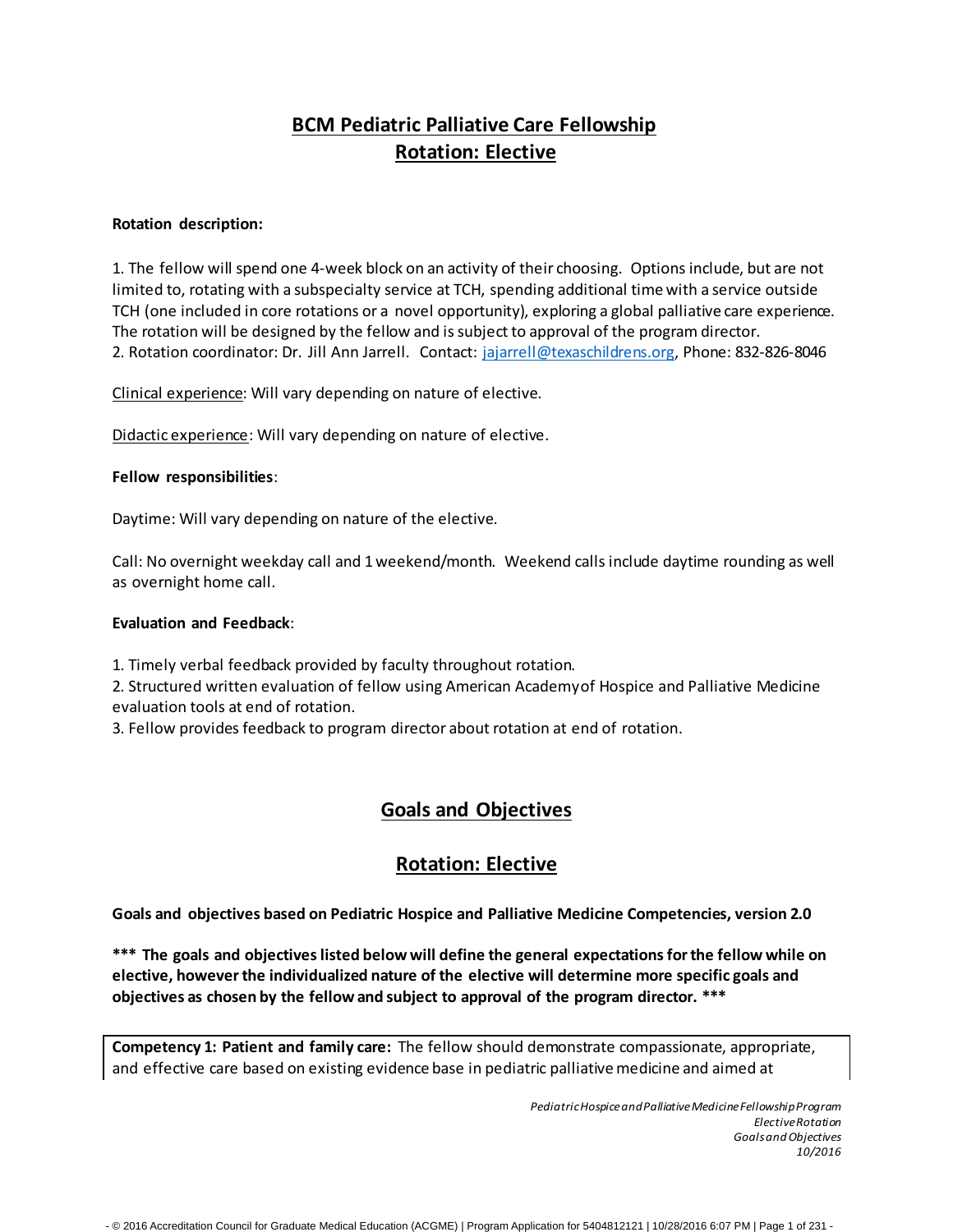# BCM Pediatric Palliative Care Fellowship
# Rotation: Elective

**Rotation description:**

1. The fellow will spend one 4-week block on an activity of their choosing. Options include, but are not limited to, rotating with a subspecialty service at TCH, spending additional time with a service outside TCH (one included in core rotations or a novel opportunity), exploring a global palliative care experience. The rotation will be designed by the fellow and is subject to approval of the program director.
2. Rotation coordinator: Dr. Jill Ann Jarrell. Contact: jajarrell@texaschildrens.org, Phone: 832-826-8046

Clinical experience: Will vary depending on nature of elective.

Didactic experience: Will vary depending on nature of elective.

**Fellow responsibilities**:

Daytime: Will vary depending on nature of the elective.

Call: No overnight weekday call and 1 weekend/month. Weekend calls include daytime rounding as well as overnight home call.

**Evaluation and Feedback**:

1. Timely verbal feedback provided by faculty throughout rotation.
2. Structured written evaluation of fellow using American Academy of Hospice and Palliative Medicine evaluation tools at end of rotation.
3. Fellow provides feedback to program director about rotation at end of rotation.

## Goals and Objectives

## Rotation: Elective

**Goals and objectives based on Pediatric Hospice and Palliative Medicine Competencies, version 2.0**

**\*\*\* The goals and objectives listed below will define the general expectations for the fellow while on elective, however the individualized nature of the elective will determine more specific goals and objectives as chosen by the fellow and subject to approval of the program director. \*\*\***

**Competency 1: Patient and family care:** The fellow should demonstrate compassionate, appropriate, and effective care based on existing evidence base in pediatric palliative medicine and aimed at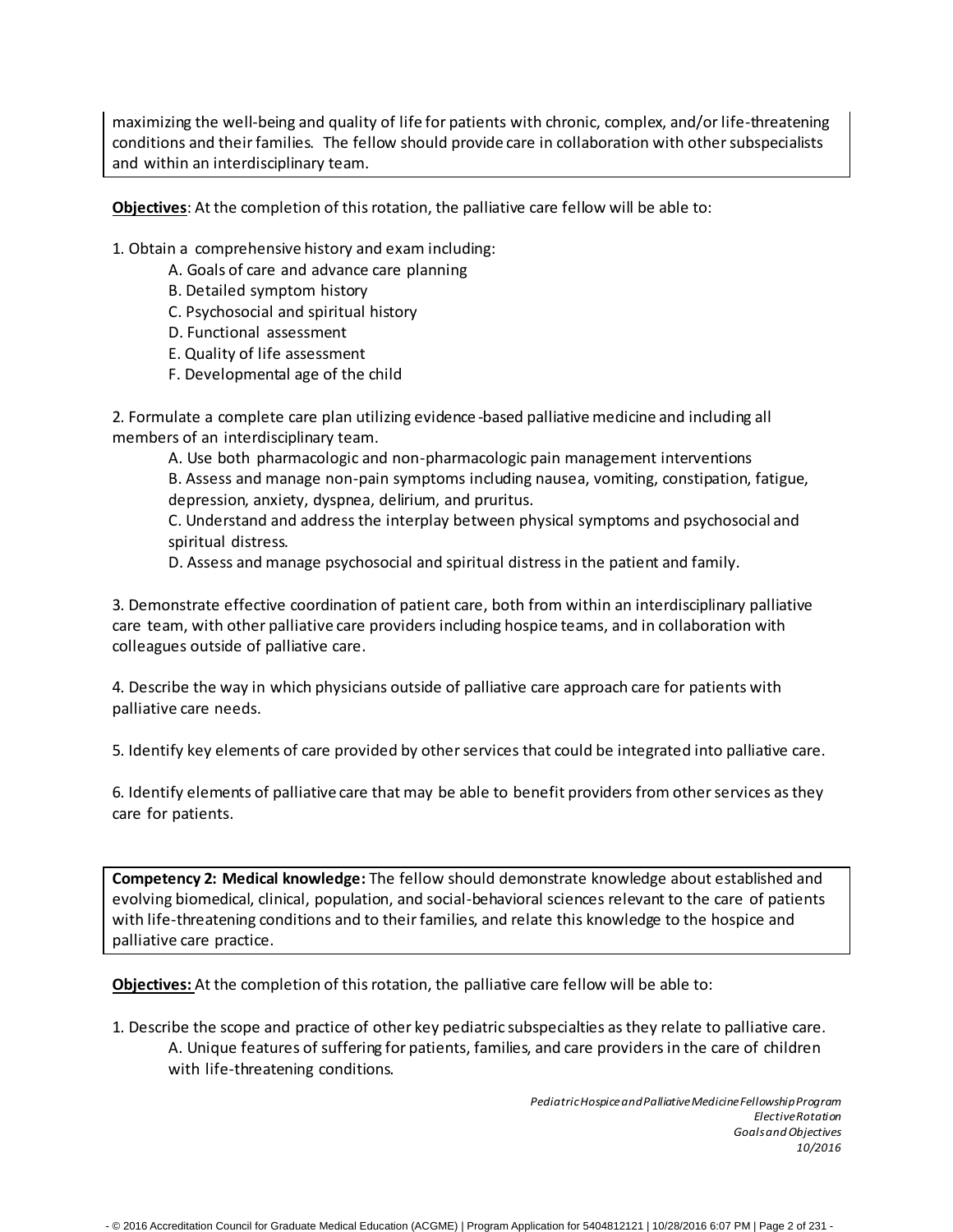maximizing the well-being and quality of life for patients with chronic, complex, and/or life-threatening conditions and their families. The fellow should provide care in collaboration with other subspecialists and within an interdisciplinary team.

**Objectives**: At the completion of this rotation, the palliative care fellow will be able to:

1. Obtain a comprehensive history and exam including:
    - A. Goals of care and advance care planning
    - B. Detailed symptom history
    - C. Psychosocial and spiritual history
    - D. Functional assessment
    - E. Quality of life assessment
    - F. Developmental age of the child

2. Formulate a complete care plan utilizing evidence-based palliative medicine and including all members of an interdisciplinary team.
    - A. Use both pharmacologic and non-pharmacologic pain management interventions
    - B. Assess and manage non-pain symptoms including nausea, vomiting, constipation, fatigue, depression, anxiety, dyspnea, delirium, and pruritus.
    - C. Understand and address the interplay between physical symptoms and psychosocial and spiritual distress.
    - D. Assess and manage psychosocial and spiritual distress in the patient and family.

3. Demonstrate effective coordination of patient care, both from within an interdisciplinary palliative care team, with other palliative care providers including hospice teams, and in collaboration with colleagues outside of palliative care.

4. Describe the way in which physicians outside of palliative care approach care for patients with palliative care needs.

5. Identify key elements of care provided by other services that could be integrated into palliative care.

6. Identify elements of palliative care that may be able to benefit providers from other services as they care for patients.

**Competency 2: Medical knowledge:** The fellow should demonstrate knowledge about established and evolving biomedical, clinical, population, and social-behavioral sciences relevant to the care of patients with life-threatening conditions and to their families, and relate this knowledge to the hospice and palliative care practice.

**Objectives:** At the completion of this rotation, the palliative care fellow will be able to:

1. Describe the scope and practice of other key pediatric subspecialties as they relate to palliative care.
    - A. Unique features of suffering for patients, families, and care providers in the care of children with life-threatening conditions.

*Pediatric Hospice and Palliative Medicine Fellowship Program*
*Elective Rotation*
*Goals and Objectives*
*10/2016*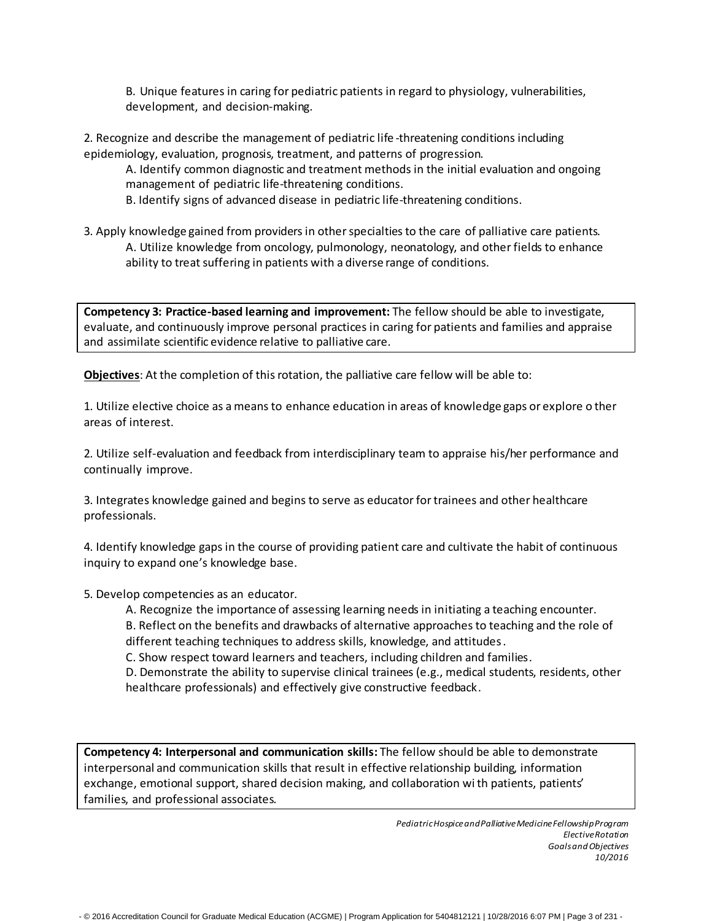B. Unique features in caring for pediatric patients in regard to physiology, vulnerabilities, development, and decision-making.

2. Recognize and describe the management of pediatric life-threatening conditions including epidemiology, evaluation, prognosis, treatment, and patterns of progression.
   A. Identify common diagnostic and treatment methods in the initial evaluation and ongoing management of pediatric life-threatening conditions.
   B. Identify signs of advanced disease in pediatric life-threatening conditions.

3. Apply knowledge gained from providers in other specialties to the care of palliative care patients.
   A. Utilize knowledge from oncology, pulmonology, neonatology, and other fields to enhance ability to treat suffering in patients with a diverse range of conditions.

**Competency 3: Practice-based learning and improvement:** The fellow should be able to investigate, evaluate, and continuously improve personal practices in caring for patients and families and appraise and assimilate scientific evidence relative to palliative care.

**Objectives**: At the completion of this rotation, the palliative care fellow will be able to:

1. Utilize elective choice as a means to enhance education in areas of knowledge gaps or explore other areas of interest.

2. Utilize self-evaluation and feedback from interdisciplinary team to appraise his/her performance and continually improve.

3. Integrates knowledge gained and begins to serve as educator for trainees and other healthcare professionals.

4. Identify knowledge gaps in the course of providing patient care and cultivate the habit of continuous inquiry to expand one's knowledge base.

5. Develop competencies as an educator.
   A. Recognize the importance of assessing learning needs in initiating a teaching encounter.
   B. Reflect on the benefits and drawbacks of alternative approaches to teaching and the role of different teaching techniques to address skills, knowledge, and attitudes.
   C. Show respect toward learners and teachers, including children and families.
   D. Demonstrate the ability to supervise clinical trainees (e.g., medical students, residents, other healthcare professionals) and effectively give constructive feedback.

**Competency 4: Interpersonal and communication skills:** The fellow should be able to demonstrate interpersonal and communication skills that result in effective relationship building, information exchange, emotional support, shared decision making, and collaboration with patients, patients' families, and professional associates.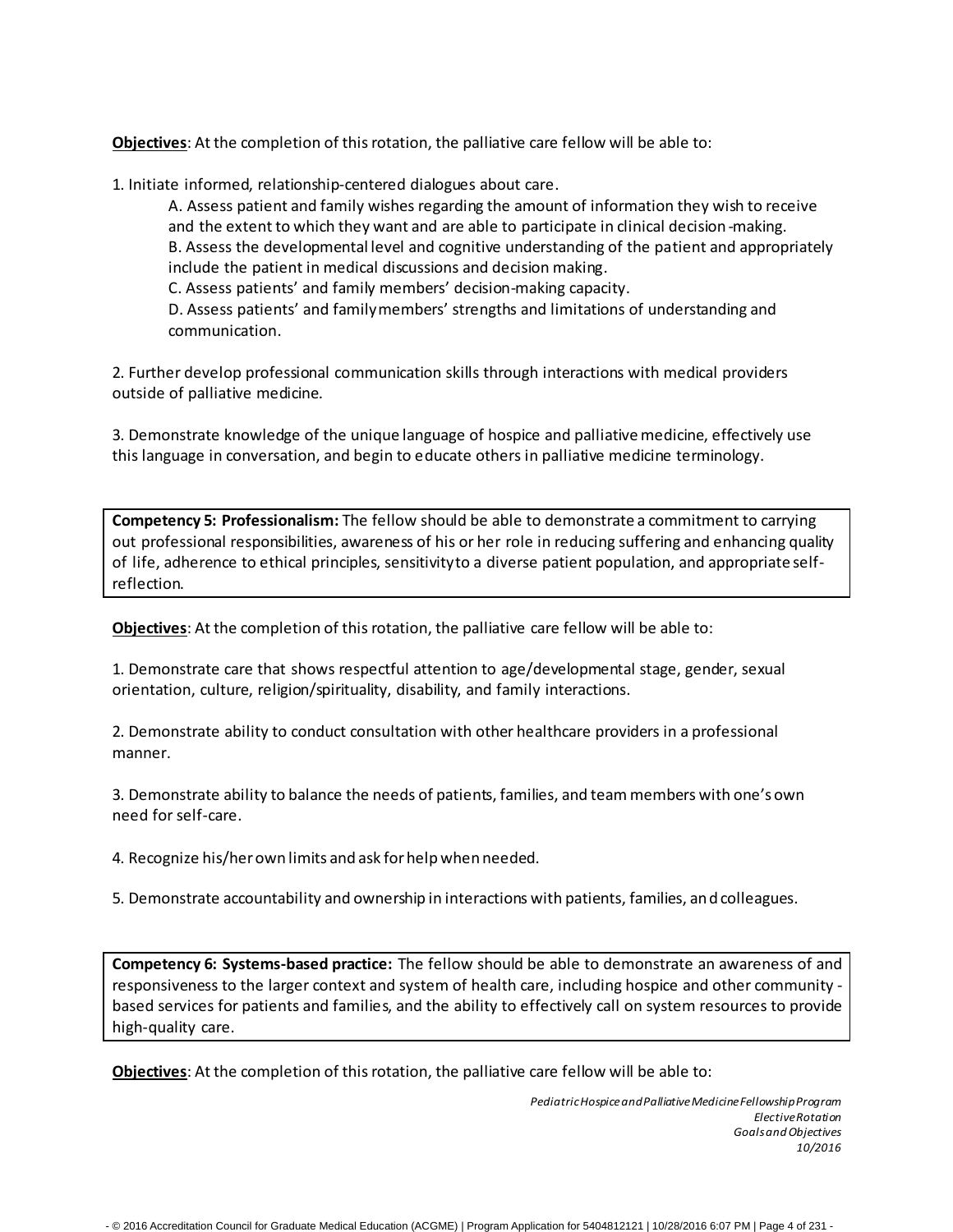**Objectives**: At the completion of this rotation, the palliative care fellow will be able to:

1. Initiate informed, relationship-centered dialogues about care.
   - A. Assess patient and family wishes regarding the amount of information they wish to receive and the extent to which they want and are able to participate in clinical decision-making.
   - B. Assess the developmental level and cognitive understanding of the patient and appropriately include the patient in medical discussions and decision making.
   - C. Assess patients' and family members' decision-making capacity.
   - D. Assess patients' and family members' strengths and limitations of understanding and communication.

2. Further develop professional communication skills through interactions with medical providers outside of palliative medicine.

3. Demonstrate knowledge of the unique language of hospice and palliative medicine, effectively use this language in conversation, and begin to educate others in palliative medicine terminology.

**Competency 5: Professionalism:** The fellow should be able to demonstrate a commitment to carrying out professional responsibilities, awareness of his or her role in reducing suffering and enhancing quality of life, adherence to ethical principles, sensitivity to a diverse patient population, and appropriate self-reflection.

**Objectives**: At the completion of this rotation, the palliative care fellow will be able to:

1. Demonstrate care that shows respectful attention to age/developmental stage, gender, sexual orientation, culture, religion/spirituality, disability, and family interactions.

2. Demonstrate ability to conduct consultation with other healthcare providers in a professional manner.

3. Demonstrate ability to balance the needs of patients, families, and team members with one's own need for self-care.

4. Recognize his/her own limits and ask for help when needed.

5. Demonstrate accountability and ownership in interactions with patients, families, and colleagues.

**Competency 6: Systems-based practice:** The fellow should be able to demonstrate an awareness of and responsiveness to the larger context and system of health care, including hospice and other community-based services for patients and families, and the ability to effectively call on system resources to provide high-quality care.

**Objectives**: At the completion of this rotation, the palliative care fellow will be able to: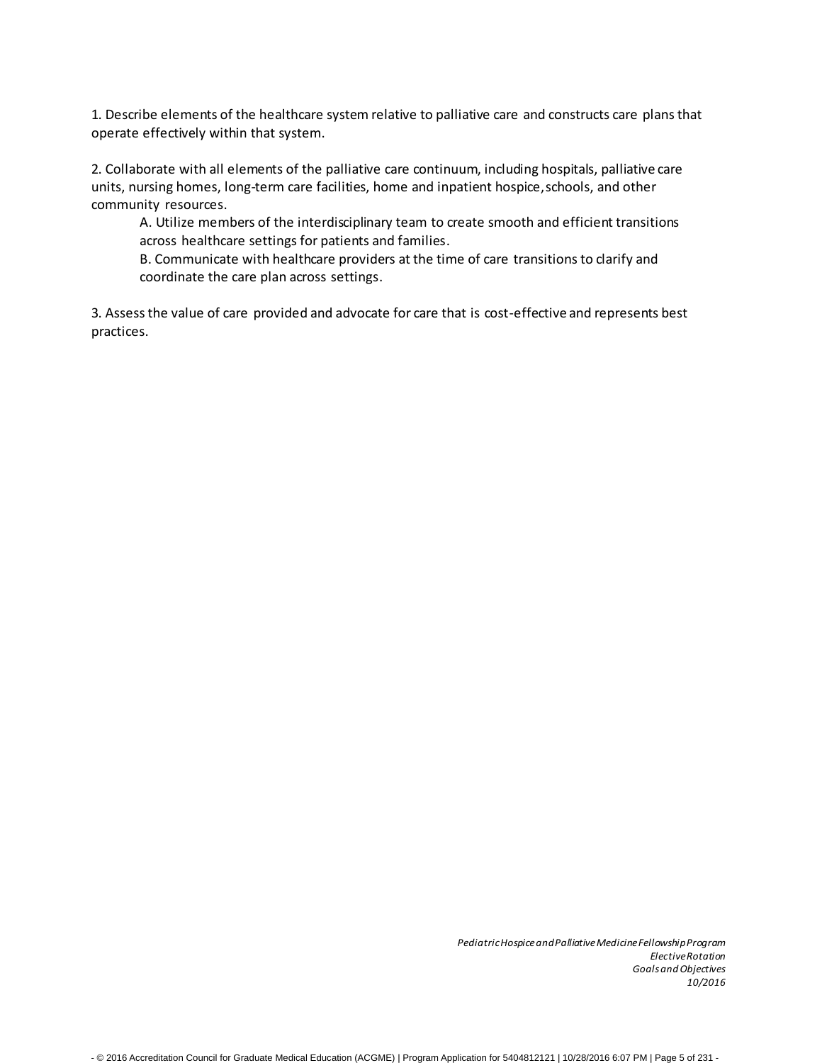1. Describe elements of the healthcare system relative to palliative care and constructs care plans that operate effectively within that system.

2. Collaborate with all elements of the palliative care continuum, including hospitals, palliative care units, nursing homes, long-term care facilities, home and inpatient hospice, schools, and other community resources.

   A. Utilize members of the interdisciplinary team to create smooth and efficient transitions across healthcare settings for patients and families.

   B. Communicate with healthcare providers at the time of care transitions to clarify and coordinate the care plan across settings.

3. Assess the value of care provided and advocate for care that is cost-effective and represents best practices.